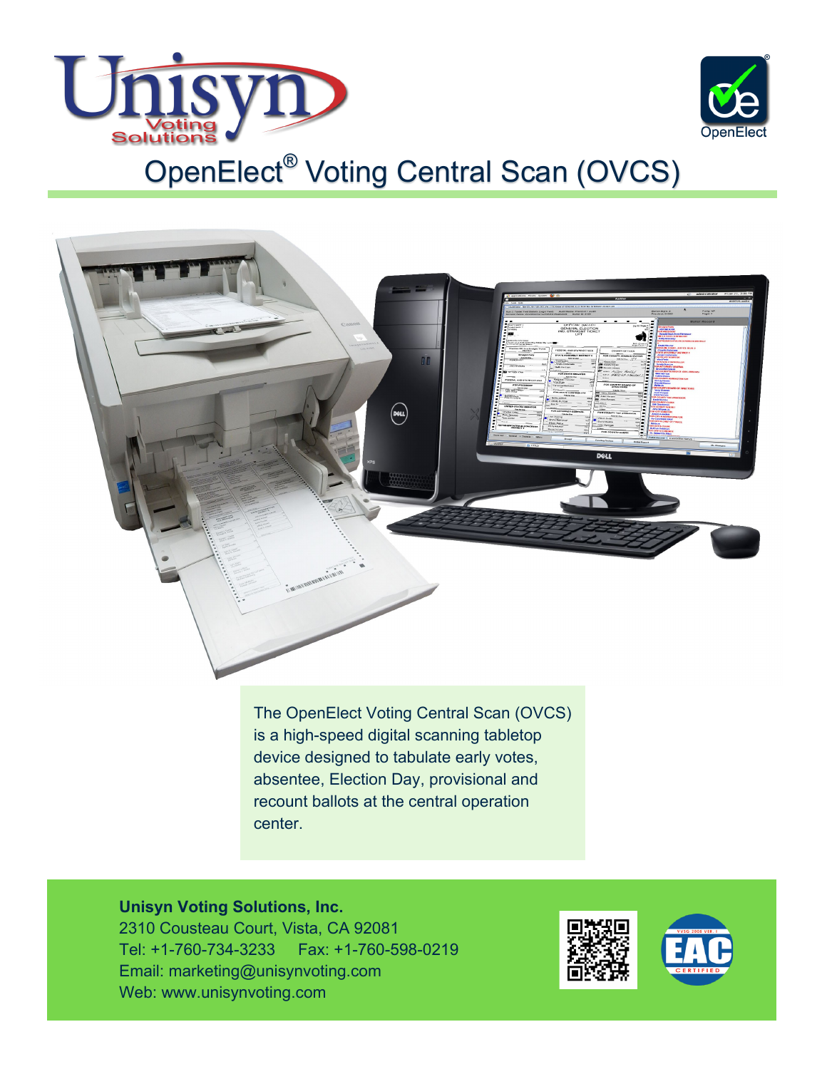# OpenElect® Voting Central Scan (OVCS)

The OpenElect Voting Central Scan (OVCS) is a high-speed digital scanning tabletop device designed to tabulate early votes, absentee, Election Day, provisional and recount ballots at the central operation center.

**Unisyn Voting Solutions, Inc.**
2310 Cousteau Court, Vista, CA 92081
Tel: +1-760-734-3233 Fax: +1-760-598-0219
Email: marketing@unisynvoting.com
Web: www.unisynvoting.com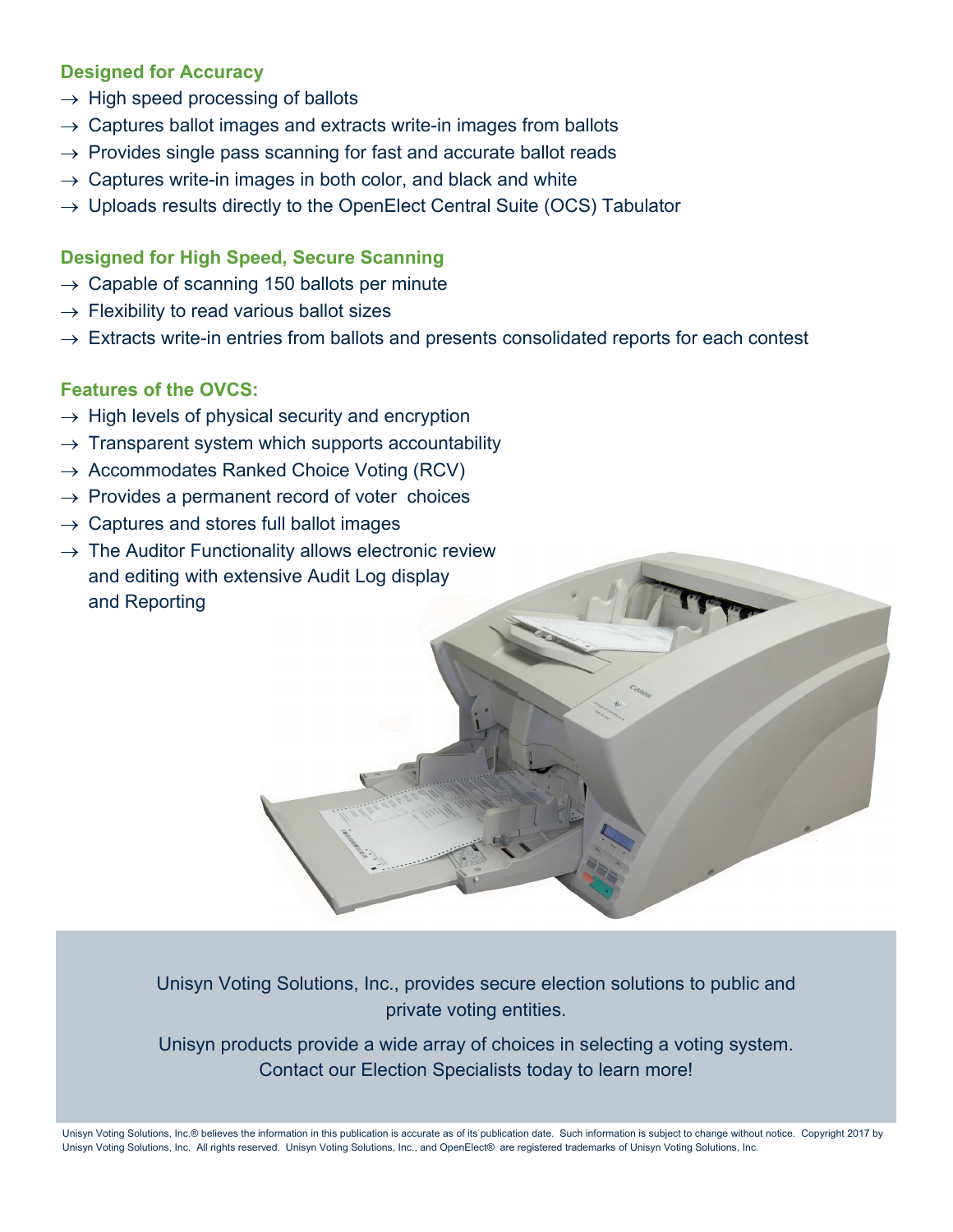### Designed for Accuracy

- → High speed processing of ballots
- → Captures ballot images and extracts write-in images from ballots
- → Provides single pass scanning for fast and accurate ballot reads
- → Captures write-in images in both color, and black and white
- → Uploads results directly to the OpenElect Central Suite (OCS) Tabulator

### Designed for High Speed, Secure Scanning

- → Capable of scanning 150 ballots per minute
- → Flexibility to read various ballot sizes
- → Extracts write-in entries from ballots and presents consolidated reports for each contest

### Features of the OVCS:

- → High levels of physical security and encryption
- → Transparent system which supports accountability
- → Accommodates Ranked Choice Voting (RCV)
- → Provides a permanent record of voter choices
- → Captures and stores full ballot images
- → The Auditor Functionality allows electronic review and editing with extensive Audit Log display and Reporting

Unisyn Voting Solutions, Inc., provides secure election solutions to public and private voting entities.

Unisyn products provide a wide array of choices in selecting a voting system. Contact our Election Specialists today to learn more!

Unisyn Voting Solutions, Inc.® believes the information in this publication is accurate as of its publication date. Such information is subject to change without notice. Copyright 2017 by Unisyn Voting Solutions, Inc. All rights reserved. Unisyn Voting Solutions, Inc., and OpenElect® are registered trademarks of Unisyn Voting Solutions, Inc.